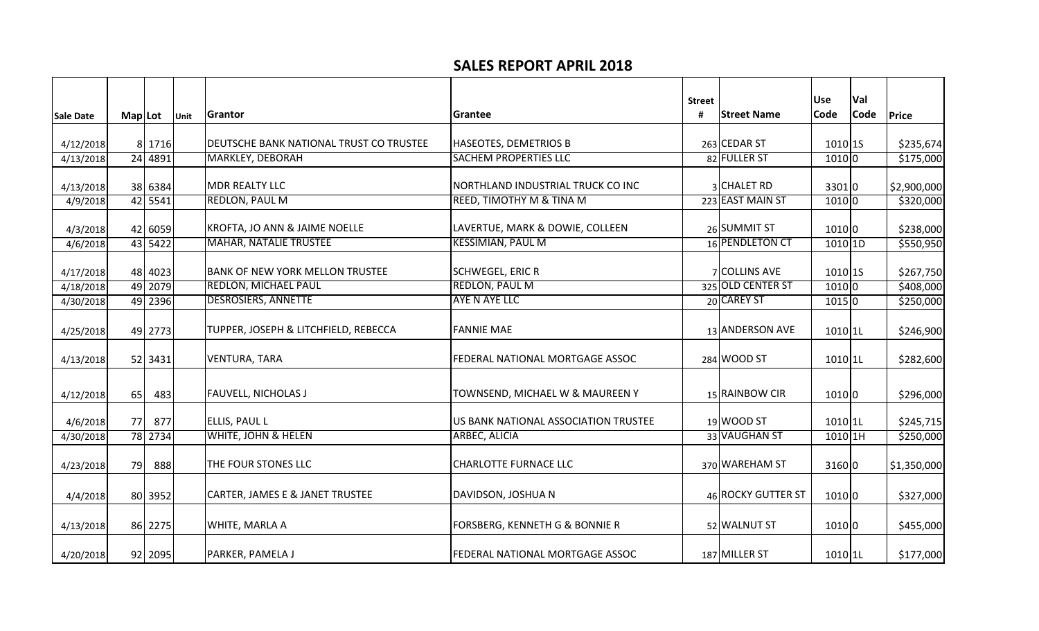# SALES REPORT APRIL 2018

| Sale Date | Map | Lot | Unit | Grantor | Grantee | Street # | Street Name | Use Code | Val Code | Price |
|---|---|---|---|---|---|---|---|---|---|---|
| 4/12/2018 | 8 | 1716 | | DEUTSCHE BANK NATIONAL TRUST CO TRUSTEE | HASEOTES, DEMETRIOS B | 263 | CEDAR ST | 1010 | 1S | $235,674 |
| 4/13/2018 | 24 | 4891 | | MARKLEY, DEBORAH | SACHEM PROPERTIES LLC | 82 | FULLER ST | 1010 | 0 | $175,000 |
| 4/13/2018 | 38 | 6384 | | MDR REALTY LLC | NORTHLAND INDUSTRIAL TRUCK CO INC | 3 | CHALET RD | 3301 | 0 | $2,900,000 |
| 4/9/2018 | 42 | 5541 | | REDLON, PAUL M | REED, TIMOTHY M & TINA M | 223 | EAST MAIN ST | 1010 | 0 | $320,000 |
| 4/3/2018 | 42 | 6059 | | KROFTA, JO ANN & JAIME NOELLE | LAVERTUE, MARK & DOWIE, COLLEEN | 26 | SUMMIT ST | 1010 | 0 | $238,000 |
| 4/6/2018 | 43 | 5422 | | MAHAR, NATALIE TRUSTEE | KESSIMIAN, PAUL M | 16 | PENDLETON CT | 1010 | 1D | $550,950 |
| 4/17/2018 | 48 | 4023 | | BANK OF NEW YORK MELLON TRUSTEE | SCHWEGEL, ERIC R | 7 | COLLINS AVE | 1010 | 1S | $267,750 |
| 4/18/2018 | 49 | 2079 | | REDLON, MICHAEL PAUL | REDLON, PAUL M | 325 | OLD CENTER ST | 1010 | 0 | $408,000 |
| 4/30/2018 | 49 | 2396 | | DESROSIERS, ANNETTE | AYE N AYE LLC | 20 | CAREY ST | 1015 | 0 | $250,000 |
| 4/25/2018 | 49 | 2773 | | TUPPER, JOSEPH & LITCHFIELD, REBECCA | FANNIE MAE | 13 | ANDERSON AVE | 1010 | 1L | $246,900 |
| 4/13/2018 | 52 | 3431 | | VENTURA, TARA | FEDERAL NATIONAL MORTGAGE ASSOC | 284 | WOOD ST | 1010 | 1L | $282,600 |
| 4/12/2018 | 65 | 483 | | FAUVELL, NICHOLAS J | TOWNSEND, MICHAEL W & MAUREEN Y | 15 | RAINBOW CIR | 1010 | 0 | $296,000 |
| 4/6/2018 | 77 | 877 | | ELLIS, PAUL L | US BANK NATIONAL ASSOCIATION TRUSTEE | 19 | WOOD ST | 1010 | 1L | $245,715 |
| 4/30/2018 | 78 | 2734 | | WHITE, JOHN & HELEN | ARBEC, ALICIA | 33 | VAUGHAN ST | 1010 | 1H | $250,000 |
| 4/23/2018 | 79 | 888 | | THE FOUR STONES LLC | CHARLOTTE FURNACE LLC | 370 | WAREHAM ST | 3160 | 0 | $1,350,000 |
| 4/4/2018 | 80 | 3952 | | CARTER, JAMES E & JANET TRUSTEE | DAVIDSON, JOSHUA N | 46 | ROCKY GUTTER ST | 1010 | 0 | $327,000 |
| 4/13/2018 | 86 | 2275 | | WHITE, MARLA A | FORSBERG, KENNETH G & BONNIE R | 52 | WALNUT ST | 1010 | 0 | $455,000 |
| 4/20/2018 | 92 | 2095 | | PARKER, PAMELA J | FEDERAL NATIONAL MORTGAGE ASSOC | 187 | MILLER ST | 1010 | 1L | $177,000 |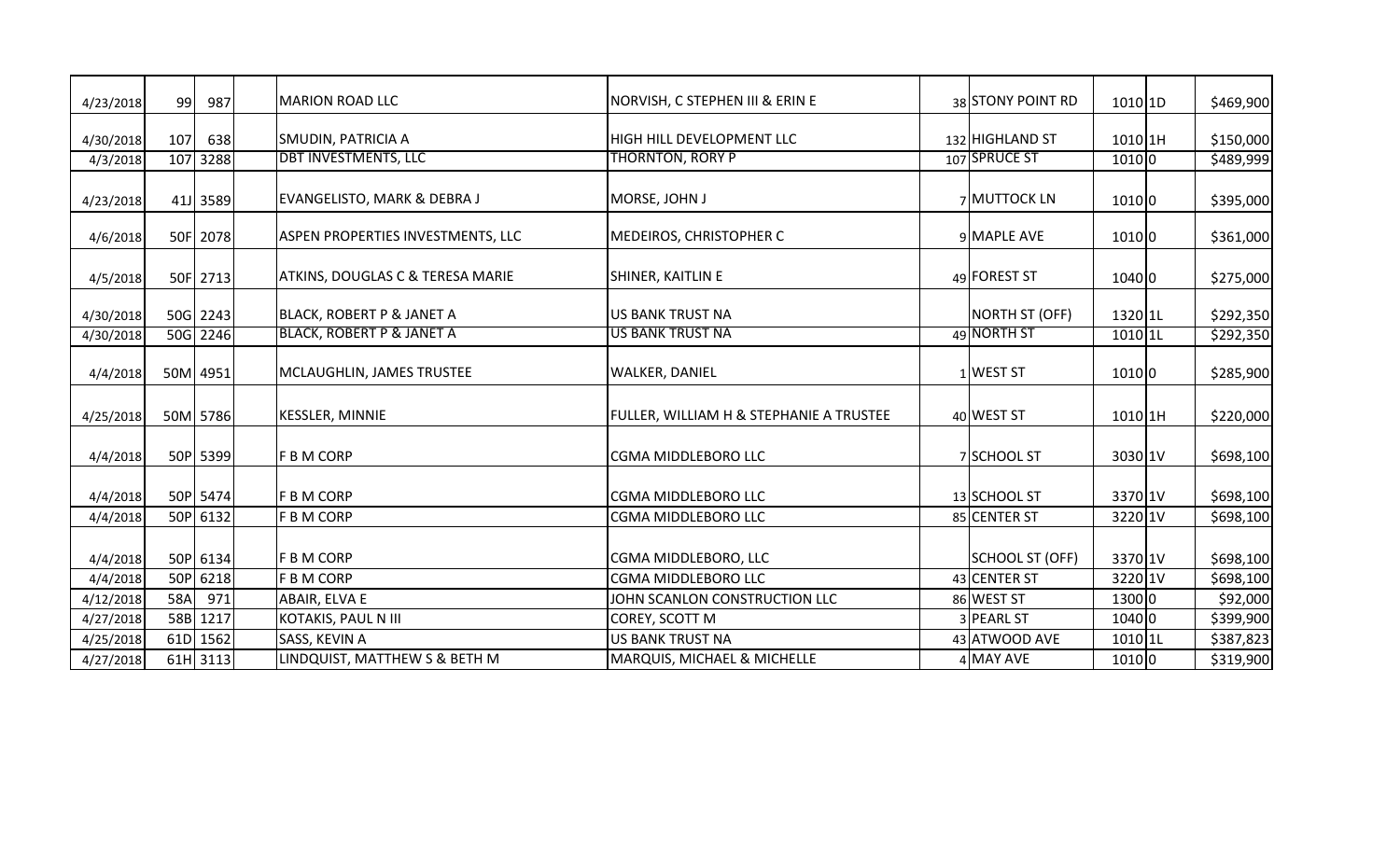| | | | | | | | | | | |
|---|---|---|---|---|---|---|---|---|---|---|
| 4/23/2018 | 99 | 987 | | MARION ROAD LLC | NORVISH, C STEPHEN III & ERIN E | 38 | STONY POINT RD | 1010 | 1D | $469,900 |
| 4/30/2018 | 107 | 638 | | SMUDIN, PATRICIA A | HIGH HILL DEVELOPMENT LLC | 132 | HIGHLAND ST | 1010 | 1H | $150,000 |
| 4/3/2018 | 107 | 3288 | | DBT INVESTMENTS, LLC | THORNTON, RORY P | 107 | SPRUCE ST | 1010 | 0 | $489,999 |
| 4/23/2018 | 41J | 3589 | | EVANGELISTO, MARK & DEBRA J | MORSE, JOHN J | 7 | MUTTOCK LN | 1010 | 0 | $395,000 |
| 4/6/2018 | 50F | 2078 | | ASPEN PROPERTIES INVESTMENTS, LLC | MEDEIROS, CHRISTOPHER C | 9 | MAPLE AVE | 1010 | 0 | $361,000 |
| 4/5/2018 | 50F | 2713 | | ATKINS, DOUGLAS C & TERESA MARIE | SHINER, KAITLIN E | 49 | FOREST ST | 1040 | 0 | $275,000 |
| 4/30/2018 | 50G | 2243 | | BLACK, ROBERT P & JANET A | US BANK TRUST NA | | NORTH ST (OFF) | 1320 | 1L | $292,350 |
| 4/30/2018 | 50G | 2246 | | BLACK, ROBERT P & JANET A | US BANK TRUST NA | 49 | NORTH ST | 1010 | 1L | $292,350 |
| 4/4/2018 | 50M | 4951 | | MCLAUGHLIN, JAMES TRUSTEE | WALKER, DANIEL | 1 | WEST ST | 1010 | 0 | $285,900 |
| 4/25/2018 | 50M | 5786 | | KESSLER, MINNIE | FULLER, WILLIAM H & STEPHANIE A TRUSTEE | 40 | WEST ST | 1010 | 1H | $220,000 |
| 4/4/2018 | 50P | 5399 | | F B M CORP | CGMA MIDDLEBORO LLC | 7 | SCHOOL ST | 3030 | 1V | $698,100 |
| 4/4/2018 | 50P | 5474 | | F B M CORP | CGMA MIDDLEBORO LLC | 13 | SCHOOL ST | 3370 | 1V | $698,100 |
| 4/4/2018 | 50P | 6132 | | F B M CORP | CGMA MIDDLEBORO LLC | 85 | CENTER ST | 3220 | 1V | $698,100 |
| 4/4/2018 | 50P | 6134 | | F B M CORP | CGMA MIDDLEBORO, LLC | | SCHOOL ST (OFF) | 3370 | 1V | $698,100 |
| 4/4/2018 | 50P | 6218 | | F B M CORP | CGMA MIDDLEBORO LLC | 43 | CENTER ST | 3220 | 1V | $698,100 |
| 4/12/2018 | 58A | 971 | | ABAIR, ELVA E | JOHN SCANLON CONSTRUCTION LLC | 86 | WEST ST | 1300 | 0 | $92,000 |
| 4/27/2018 | 58B | 1217 | | KOTAKIS, PAUL N III | COREY, SCOTT M | 3 | PEARL ST | 1040 | 0 | $399,900 |
| 4/25/2018 | 61D | 1562 | | SASS, KEVIN A | US BANK TRUST NA | 43 | ATWOOD AVE | 1010 | 1L | $387,823 |
| 4/27/2018 | 61H | 3113 | | LINDQUIST, MATTHEW S & BETH M | MARQUIS, MICHAEL & MICHELLE | 4 | MAY AVE | 1010 | 0 | $319,900 |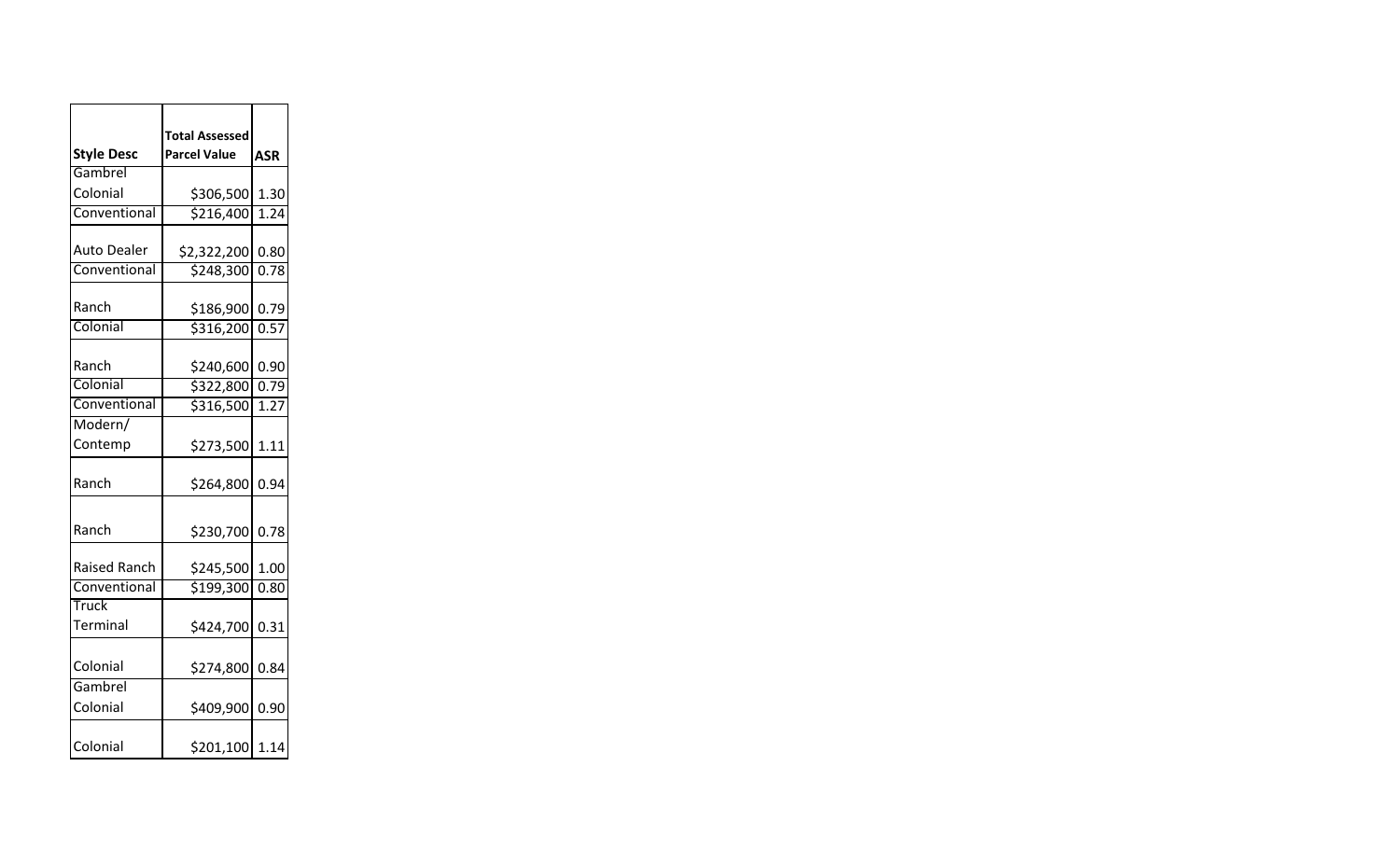| Style Desc | Total Assessed Parcel Value | ASR |
|---|---|---|
| Gambrel Colonial | $306,500 | 1.30 |
| Conventional | $216,400 | 1.24 |
| Auto Dealer | $2,322,200 | 0.80 |
| Conventional | $248,300 | 0.78 |
| Ranch | $186,900 | 0.79 |
| Colonial | $316,200 | 0.57 |
| Ranch | $240,600 | 0.90 |
| Colonial | $322,800 | 0.79 |
| Conventional | $316,500 | 1.27 |
| Modern/ Contemp | $273,500 | 1.11 |
| Ranch | $264,800 | 0.94 |
| Ranch | $230,700 | 0.78 |
| Raised Ranch | $245,500 | 1.00 |
| Conventional | $199,300 | 0.80 |
| Truck Terminal | $424,700 | 0.31 |
| Colonial | $274,800 | 0.84 |
| Gambrel Colonial | $409,900 | 0.90 |
| Colonial | $201,100 | 1.14 |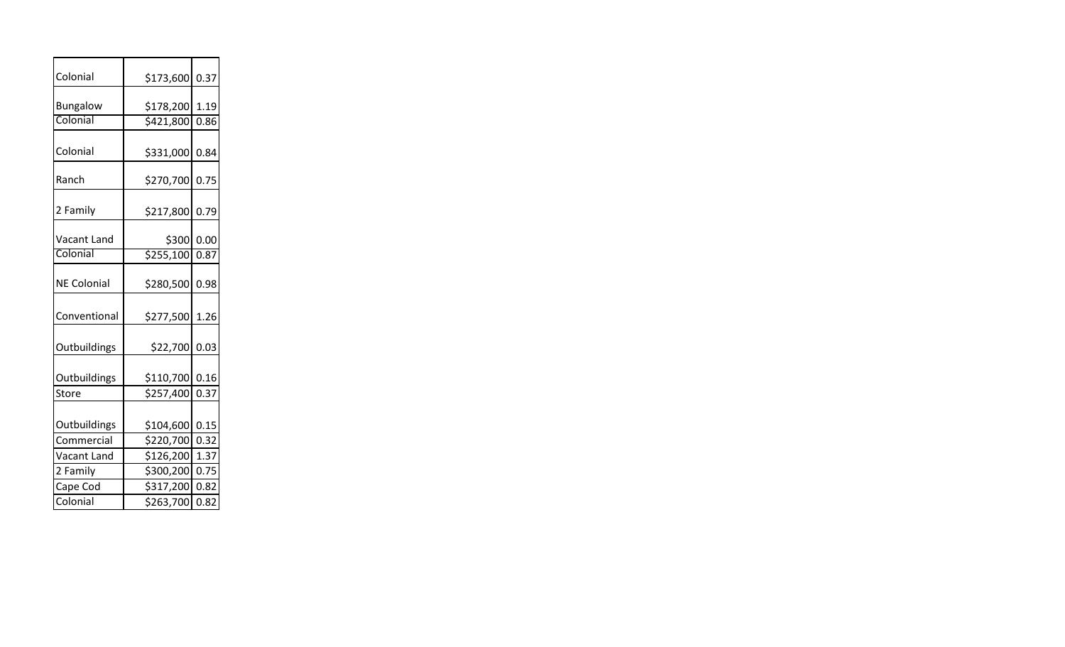| | | |
|---|---|---|
| Colonial | $173,600 | 0.37 |
| Bungalow | $178,200 | 1.19 |
| Colonial | $421,800 | 0.86 |
| Colonial | $331,000 | 0.84 |
| Ranch | $270,700 | 0.75 |
| 2 Family | $217,800 | 0.79 |
| Vacant Land | $300 | 0.00 |
| Colonial | $255,100 | 0.87 |
| NE Colonial | $280,500 | 0.98 |
| Conventional | $277,500 | 1.26 |
| Outbuildings | $22,700 | 0.03 |
| Outbuildings | $110,700 | 0.16 |
| Store | $257,400 | 0.37 |
| Outbuildings | $104,600 | 0.15 |
| Commercial | $220,700 | 0.32 |
| Vacant Land | $126,200 | 1.37 |
| 2 Family | $300,200 | 0.75 |
| Cape Cod | $317,200 | 0.82 |
| Colonial | $263,700 | 0.82 |